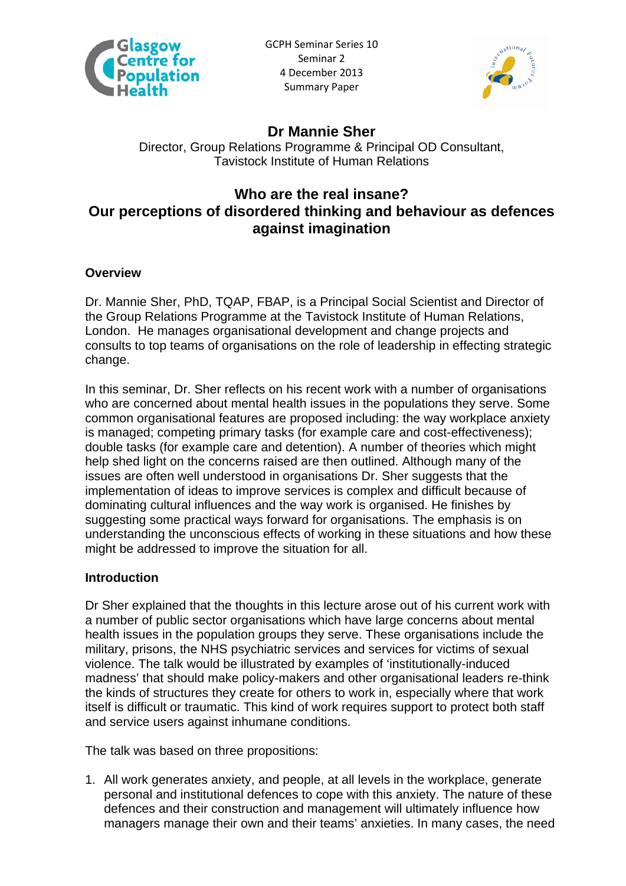GCPH Seminar Series 10
Seminar 2
4 December 2013
Summary Paper

## Dr Mannie Sher

Director, Group Relations Programme & Principal OD Consultant, Tavistock Institute of Human Relations

# Who are the real insane? Our perceptions of disordered thinking and behaviour as defences against imagination

### Overview

Dr. Mannie Sher, PhD, TQAP, FBAP, is a Principal Social Scientist and Director of the Group Relations Programme at the Tavistock Institute of Human Relations, London. He manages organisational development and change projects and consults to top teams of organisations on the role of leadership in effecting strategic change.

In this seminar, Dr. Sher reflects on his recent work with a number of organisations who are concerned about mental health issues in the populations they serve. Some common organisational features are proposed including: the way workplace anxiety is managed; competing primary tasks (for example care and cost-effectiveness); double tasks (for example care and detention). A number of theories which might help shed light on the concerns raised are then outlined. Although many of the issues are often well understood in organisations Dr. Sher suggests that the implementation of ideas to improve services is complex and difficult because of dominating cultural influences and the way work is organised. He finishes by suggesting some practical ways forward for organisations. The emphasis is on understanding the unconscious effects of working in these situations and how these might be addressed to improve the situation for all.

### Introduction

Dr Sher explained that the thoughts in this lecture arose out of his current work with a number of public sector organisations which have large concerns about mental health issues in the population groups they serve. These organisations include the military, prisons, the NHS psychiatric services and services for victims of sexual violence. The talk would be illustrated by examples of 'institutionally-induced madness' that should make policy-makers and other organisational leaders re-think the kinds of structures they create for others to work in, especially where that work itself is difficult or traumatic. This kind of work requires support to protect both staff and service users against inhumane conditions.

The talk was based on three propositions:

1. All work generates anxiety, and people, at all levels in the workplace, generate personal and institutional defences to cope with this anxiety. The nature of these defences and their construction and management will ultimately influence how managers manage their own and their teams' anxieties. In many cases, the need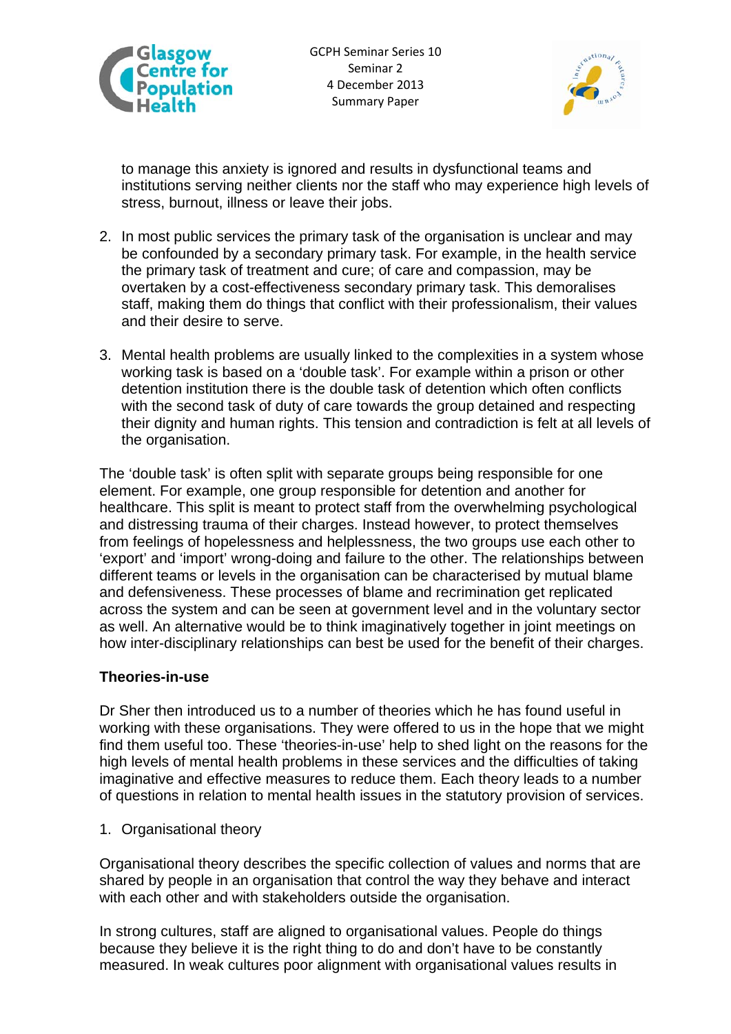to manage this anxiety is ignored and results in dysfunctional teams and institutions serving neither clients nor the staff who may experience high levels of stress, burnout, illness or leave their jobs.

2. In most public services the primary task of the organisation is unclear and may be confounded by a secondary primary task. For example, in the health service the primary task of treatment and cure; of care and compassion, may be overtaken by a cost-effectiveness secondary primary task. This demoralises staff, making them do things that conflict with their professionalism, their values and their desire to serve.

3. Mental health problems are usually linked to the complexities in a system whose working task is based on a 'double task'. For example within a prison or other detention institution there is the double task of detention which often conflicts with the second task of duty of care towards the group detained and respecting their dignity and human rights. This tension and contradiction is felt at all levels of the organisation.

The 'double task' is often split with separate groups being responsible for one element. For example, one group responsible for detention and another for healthcare. This split is meant to protect staff from the overwhelming psychological and distressing trauma of their charges. Instead however, to protect themselves from feelings of hopelessness and helplessness, the two groups use each other to 'export' and 'import' wrong-doing and failure to the other. The relationships between different teams or levels in the organisation can be characterised by mutual blame and defensiveness. These processes of blame and recrimination get replicated across the system and can be seen at government level and in the voluntary sector as well. An alternative would be to think imaginatively together in joint meetings on how inter-disciplinary relationships can best be used for the benefit of their charges.

**Theories-in-use**

Dr Sher then introduced us to a number of theories which he has found useful in working with these organisations. They were offered to us in the hope that we might find them useful too. These 'theories-in-use' help to shed light on the reasons for the high levels of mental health problems in these services and the difficulties of taking imaginative and effective measures to reduce them. Each theory leads to a number of questions in relation to mental health issues in the statutory provision of services.

1. Organisational theory

Organisational theory describes the specific collection of values and norms that are shared by people in an organisation that control the way they behave and interact with each other and with stakeholders outside the organisation.

In strong cultures, staff are aligned to organisational values. People do things because they believe it is the right thing to do and don't have to be constantly measured. In weak cultures poor alignment with organisational values results in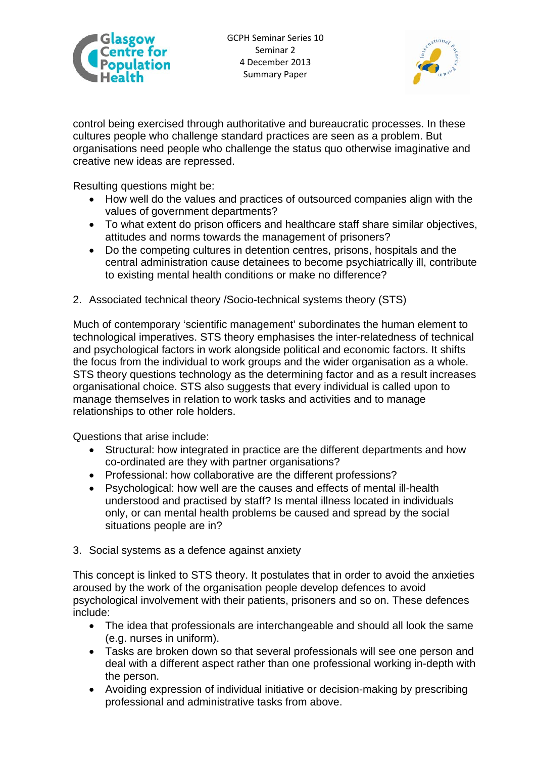control being exercised through authoritative and bureaucratic processes. In these cultures people who challenge standard practices are seen as a problem. But organisations need people who challenge the status quo otherwise imaginative and creative new ideas are repressed.

Resulting questions might be:

- How well do the values and practices of outsourced companies align with the values of government departments?
- To what extent do prison officers and healthcare staff share similar objectives, attitudes and norms towards the management of prisoners?
- Do the competing cultures in detention centres, prisons, hospitals and the central administration cause detainees to become psychiatrically ill, contribute to existing mental health conditions or make no difference?

2. Associated technical theory /Socio-technical systems theory (STS)

Much of contemporary 'scientific management' subordinates the human element to technological imperatives. STS theory emphasises the inter-relatedness of technical and psychological factors in work alongside political and economic factors. It shifts the focus from the individual to work groups and the wider organisation as a whole. STS theory questions technology as the determining factor and as a result increases organisational choice. STS also suggests that every individual is called upon to manage themselves in relation to work tasks and activities and to manage relationships to other role holders.

Questions that arise include:

- Structural: how integrated in practice are the different departments and how co-ordinated are they with partner organisations?
- Professional: how collaborative are the different professions?
- Psychological: how well are the causes and effects of mental ill-health understood and practised by staff? Is mental illness located in individuals only, or can mental health problems be caused and spread by the social situations people are in?

3. Social systems as a defence against anxiety

This concept is linked to STS theory. It postulates that in order to avoid the anxieties aroused by the work of the organisation people develop defences to avoid psychological involvement with their patients, prisoners and so on. These defences include:

- The idea that professionals are interchangeable and should all look the same (e.g. nurses in uniform).
- Tasks are broken down so that several professionals will see one person and deal with a different aspect rather than one professional working in-depth with the person.
- Avoiding expression of individual initiative or decision-making by prescribing professional and administrative tasks from above.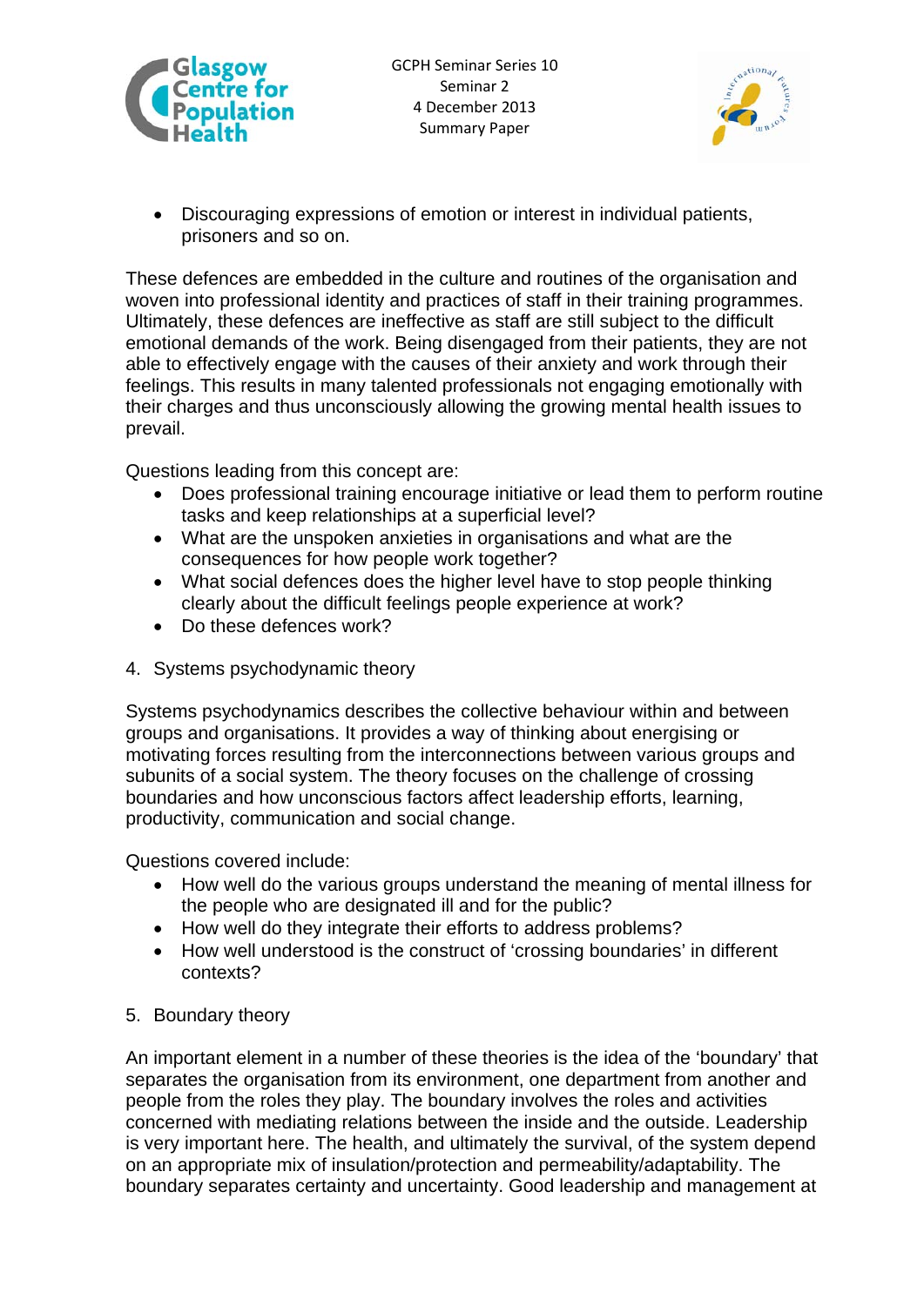- Discouraging expressions of emotion or interest in individual patients, prisoners and so on.

These defences are embedded in the culture and routines of the organisation and woven into professional identity and practices of staff in their training programmes. Ultimately, these defences are ineffective as staff are still subject to the difficult emotional demands of the work. Being disengaged from their patients, they are not able to effectively engage with the causes of their anxiety and work through their feelings. This results in many talented professionals not engaging emotionally with their charges and thus unconsciously allowing the growing mental health issues to prevail.

Questions leading from this concept are:

- Does professional training encourage initiative or lead them to perform routine tasks and keep relationships at a superficial level?
- What are the unspoken anxieties in organisations and what are the consequences for how people work together?
- What social defences does the higher level have to stop people thinking clearly about the difficult feelings people experience at work?
- Do these defences work?

4. Systems psychodynamic theory

Systems psychodynamics describes the collective behaviour within and between groups and organisations. It provides a way of thinking about energising or motivating forces resulting from the interconnections between various groups and subunits of a social system. The theory focuses on the challenge of crossing boundaries and how unconscious factors affect leadership efforts, learning, productivity, communication and social change.

Questions covered include:

- How well do the various groups understand the meaning of mental illness for the people who are designated ill and for the public?
- How well do they integrate their efforts to address problems?
- How well understood is the construct of 'crossing boundaries' in different contexts?

5. Boundary theory

An important element in a number of these theories is the idea of the 'boundary' that separates the organisation from its environment, one department from another and people from the roles they play. The boundary involves the roles and activities concerned with mediating relations between the inside and the outside. Leadership is very important here. The health, and ultimately the survival, of the system depend on an appropriate mix of insulation/protection and permeability/adaptability. The boundary separates certainty and uncertainty. Good leadership and management at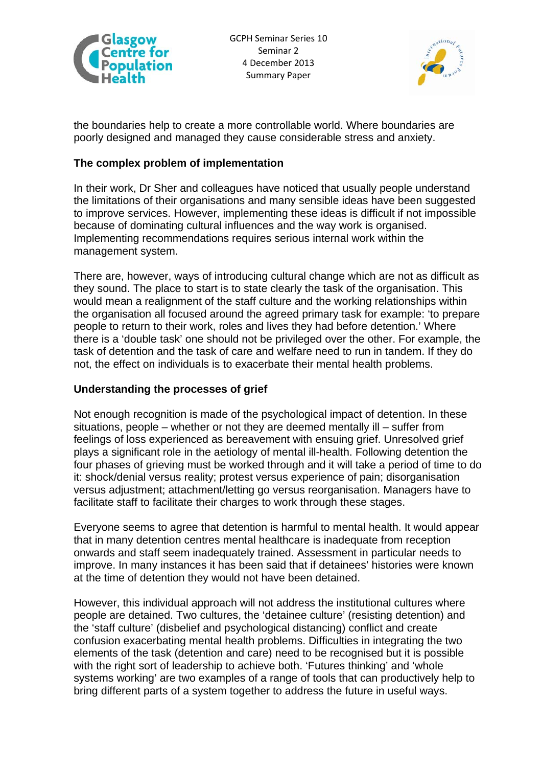the boundaries help to create a more controllable world. Where boundaries are poorly designed and managed they cause considerable stress and anxiety.

**The complex problem of implementation**

In their work, Dr Sher and colleagues have noticed that usually people understand the limitations of their organisations and many sensible ideas have been suggested to improve services. However, implementing these ideas is difficult if not impossible because of dominating cultural influences and the way work is organised. Implementing recommendations requires serious internal work within the management system.

There are, however, ways of introducing cultural change which are not as difficult as they sound. The place to start is to state clearly the task of the organisation. This would mean a realignment of the staff culture and the working relationships within the organisation all focused around the agreed primary task for example: 'to prepare people to return to their work, roles and lives they had before detention.' Where there is a 'double task' one should not be privileged over the other. For example, the task of detention and the task of care and welfare need to run in tandem. If they do not, the effect on individuals is to exacerbate their mental health problems.

**Understanding the processes of grief**

Not enough recognition is made of the psychological impact of detention. In these situations, people – whether or not they are deemed mentally ill – suffer from feelings of loss experienced as bereavement with ensuing grief. Unresolved grief plays a significant role in the aetiology of mental ill-health. Following detention the four phases of grieving must be worked through and it will take a period of time to do it: shock/denial versus reality; protest versus experience of pain; disorganisation versus adjustment; attachment/letting go versus reorganisation. Managers have to facilitate staff to facilitate their charges to work through these stages.

Everyone seems to agree that detention is harmful to mental health. It would appear that in many detention centres mental healthcare is inadequate from reception onwards and staff seem inadequately trained. Assessment in particular needs to improve. In many instances it has been said that if detainees' histories were known at the time of detention they would not have been detained.

However, this individual approach will not address the institutional cultures where people are detained. Two cultures, the 'detainee culture' (resisting detention) and the 'staff culture' (disbelief and psychological distancing) conflict and create confusion exacerbating mental health problems. Difficulties in integrating the two elements of the task (detention and care) need to be recognised but it is possible with the right sort of leadership to achieve both. 'Futures thinking' and 'whole systems working' are two examples of a range of tools that can productively help to bring different parts of a system together to address the future in useful ways.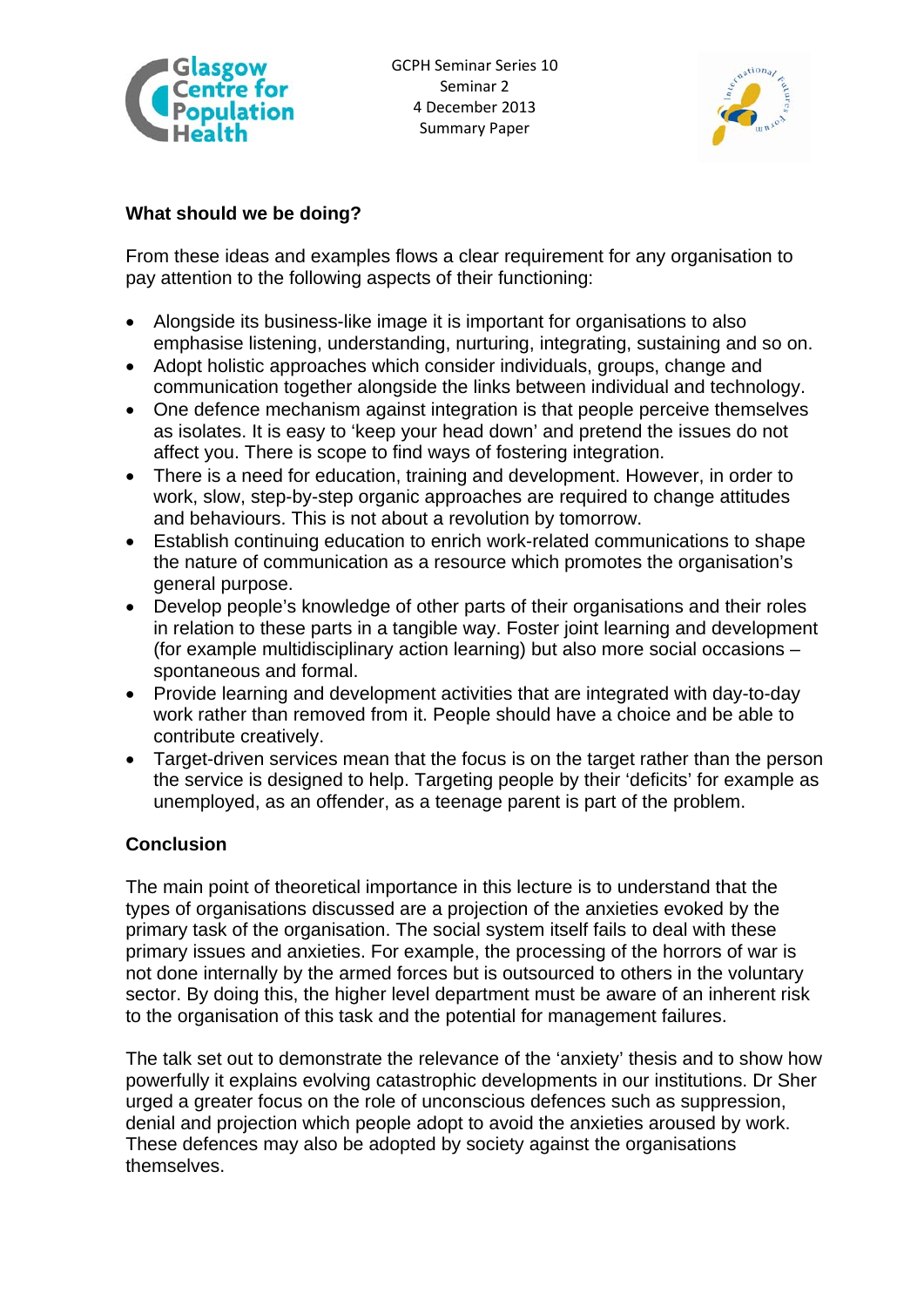## What should we be doing?

From these ideas and examples flows a clear requirement for any organisation to pay attention to the following aspects of their functioning:

- Alongside its business-like image it is important for organisations to also emphasise listening, understanding, nurturing, integrating, sustaining and so on.
- Adopt holistic approaches which consider individuals, groups, change and communication together alongside the links between individual and technology.
- One defence mechanism against integration is that people perceive themselves as isolates. It is easy to 'keep your head down' and pretend the issues do not affect you. There is scope to find ways of fostering integration.
- There is a need for education, training and development. However, in order to work, slow, step-by-step organic approaches are required to change attitudes and behaviours. This is not about a revolution by tomorrow.
- Establish continuing education to enrich work-related communications to shape the nature of communication as a resource which promotes the organisation's general purpose.
- Develop people's knowledge of other parts of their organisations and their roles in relation to these parts in a tangible way. Foster joint learning and development (for example multidisciplinary action learning) but also more social occasions – spontaneous and formal.
- Provide learning and development activities that are integrated with day-to-day work rather than removed from it. People should have a choice and be able to contribute creatively.
- Target-driven services mean that the focus is on the target rather than the person the service is designed to help. Targeting people by their 'deficits' for example as unemployed, as an offender, as a teenage parent is part of the problem.

## Conclusion

The main point of theoretical importance in this lecture is to understand that the types of organisations discussed are a projection of the anxieties evoked by the primary task of the organisation. The social system itself fails to deal with these primary issues and anxieties. For example, the processing of the horrors of war is not done internally by the armed forces but is outsourced to others in the voluntary sector. By doing this, the higher level department must be aware of an inherent risk to the organisation of this task and the potential for management failures.

The talk set out to demonstrate the relevance of the 'anxiety' thesis and to show how powerfully it explains evolving catastrophic developments in our institutions. Dr Sher urged a greater focus on the role of unconscious defences such as suppression, denial and projection which people adopt to avoid the anxieties aroused by work. These defences may also be adopted by society against the organisations themselves.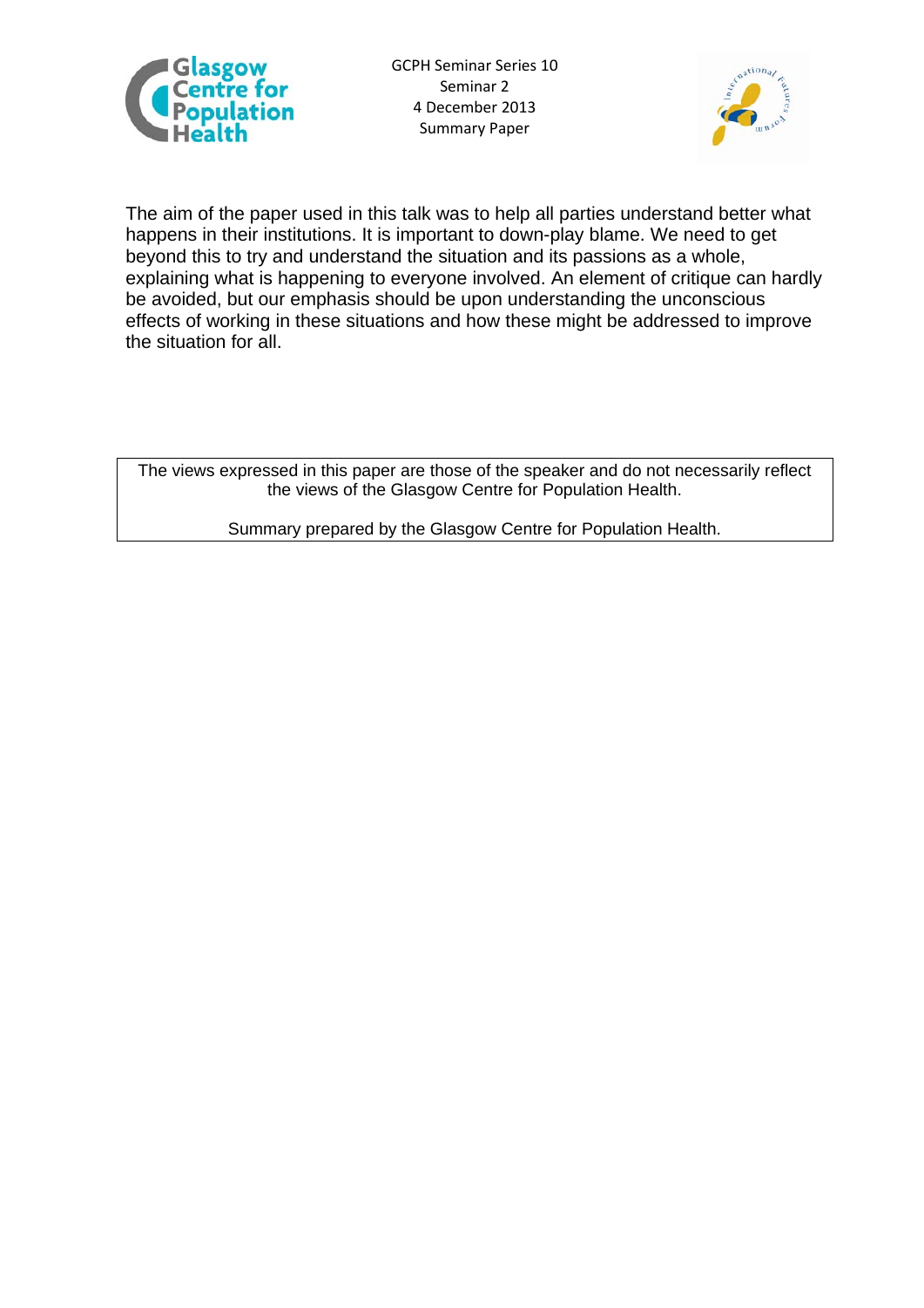The aim of the paper used in this talk was to help all parties understand better what happens in their institutions. It is important to down-play blame. We need to get beyond this to try and understand the situation and its passions as a whole, explaining what is happening to everyone involved. An element of critique can hardly be avoided, but our emphasis should be upon understanding the unconscious effects of working in these situations and how these might be addressed to improve the situation for all.

The views expressed in this paper are those of the speaker and do not necessarily reflect the views of the Glasgow Centre for Population Health.

Summary prepared by the Glasgow Centre for Population Health.